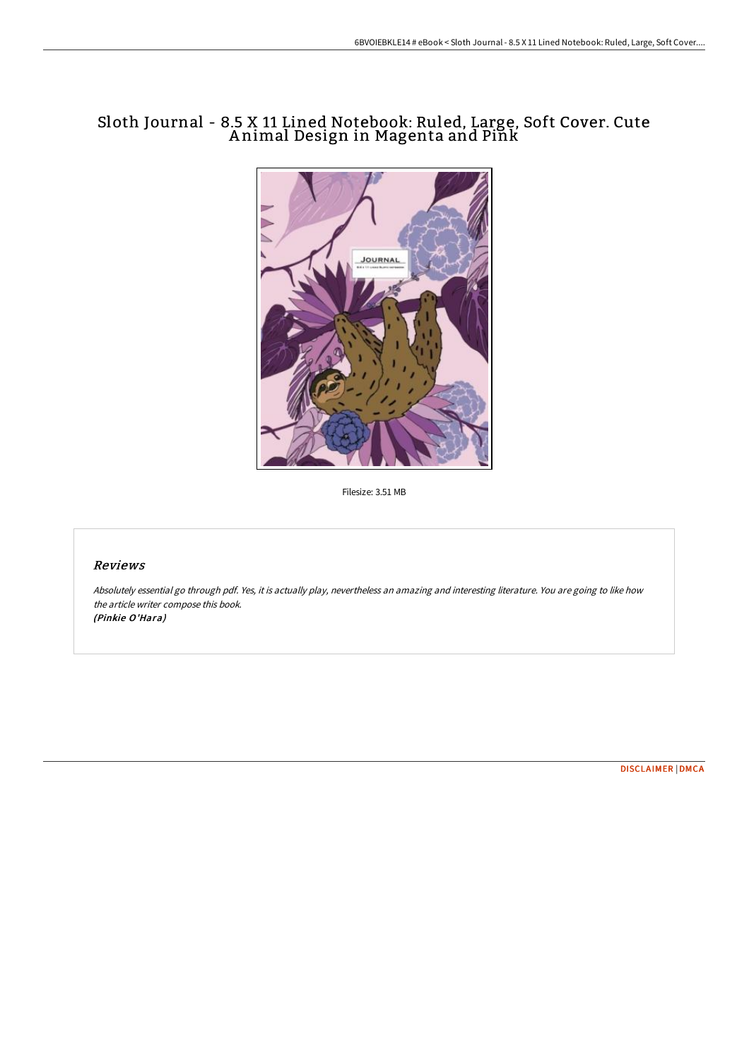# Sloth Journal - 8.5 X 11 Lined Notebook: Ruled, Large, Soft Cover. Cute Animal Design in Magenta and Pink

Filesize: 3.51 MB

## *Reviews*

*Absolutely essential go through pdf. Yes, it is actually play, nevertheless an amazing and interesting literature. You are going to like how the article writer compose this book.*
***(Pinkie O'Hara)***

DISCLAIMER | DMCA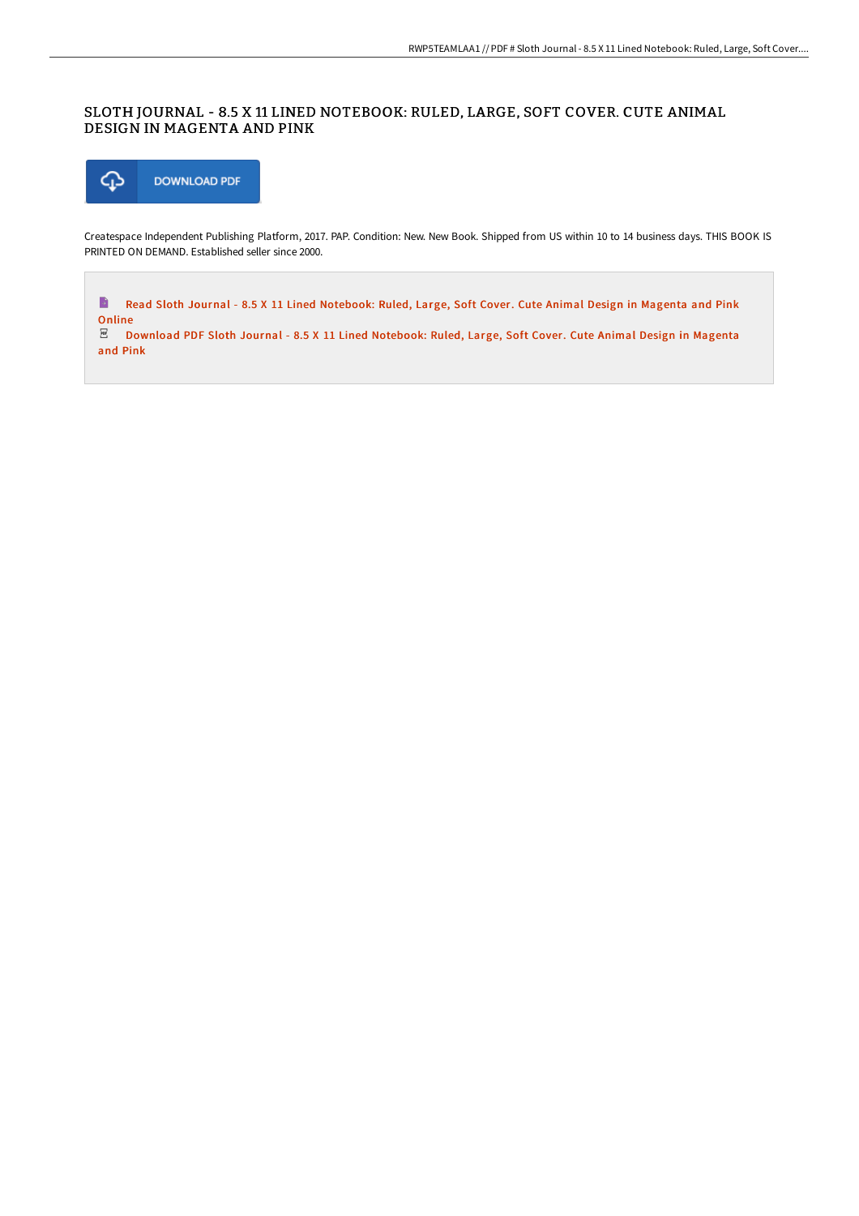# SLOTH JOURNAL - 8.5 X 11 LINED NOTEBOOK: RULED, LARGE, SOFT COVER. CUTE ANIMAL DESIGN IN MAGENTA AND PINK

DOWNLOAD PDF

Createspace Independent Publishing Platform, 2017. PAP. Condition: New. New Book. Shipped from US within 10 to 14 business days. THIS BOOK IS PRINTED ON DEMAND. Established seller since 2000.

Read Sloth Journal - 8.5 X 11 Lined Notebook: Ruled, Large, Soft Cover. Cute Animal Design in Magenta and Pink Online

Download PDF Sloth Journal - 8.5 X 11 Lined Notebook: Ruled, Large, Soft Cover. Cute Animal Design in Magenta and Pink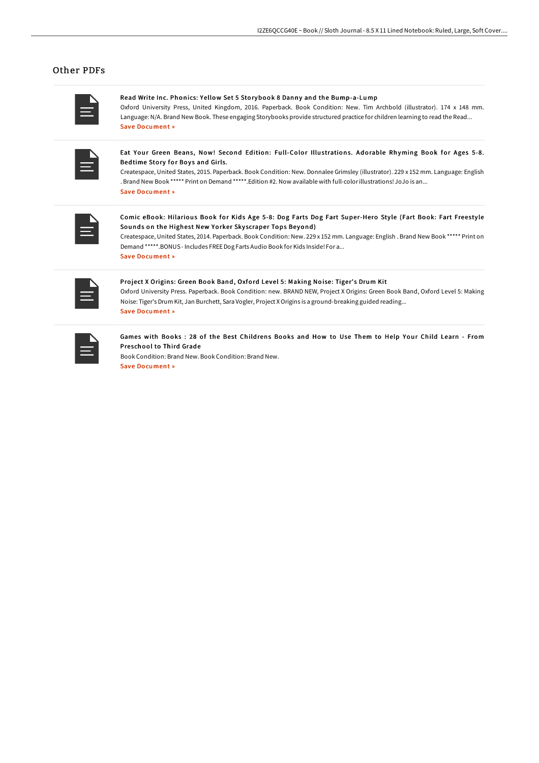## Other PDFs

**Read Write Inc. Phonics: Yellow Set 5 Storybook 8 Danny and the Bump-a-Lump**

Oxford University Press, United Kingdom, 2016. Paperback. Book Condition: New. Tim Archbold (illustrator). 174 x 148 mm. Language: N/A. Brand New Book. These engaging Storybooks provide structured practice for children learning to read the Read...

Save Document »

**Eat Your Green Beans, Now! Second Edition: Full-Color Illustrations. Adorable Rhyming Book for Ages 5-8. Bedtime Story for Boys and Girls.**

Createspace, United States, 2015. Paperback. Book Condition: New. Donnalee Grimsley (illustrator). 229 x 152 mm. Language: English . Brand New Book ***** Print on Demand *****.Edition #2. Now available with full-color illustrations! JoJo is an...

Save Document »

**Comic eBook: Hilarious Book for Kids Age 5-8: Dog Farts Dog Fart Super-Hero Style (Fart Book: Fart Freestyle Sounds on the Highest New Yorker Skyscraper Tops Beyond)**

Createspace, United States, 2014. Paperback. Book Condition: New. 229 x 152 mm. Language: English . Brand New Book ***** Print on Demand *****.BONUS - Includes FREE Dog Farts Audio Book for Kids Inside! For a...

Save Document »

**Project X Origins: Green Book Band, Oxford Level 5: Making Noise: Tiger's Drum Kit**

Oxford University Press. Paperback. Book Condition: new. BRAND NEW, Project X Origins: Green Book Band, Oxford Level 5: Making Noise: Tiger's Drum Kit, Jan Burchett, Sara Vogler, Project X Origins is a ground-breaking guided reading...

Save Document »

**Games with Books : 28 of the Best Childrens Books and How to Use Them to Help Your Child Learn - From Preschool to Third Grade**

Book Condition: Brand New. Book Condition: Brand New.

Save Document »